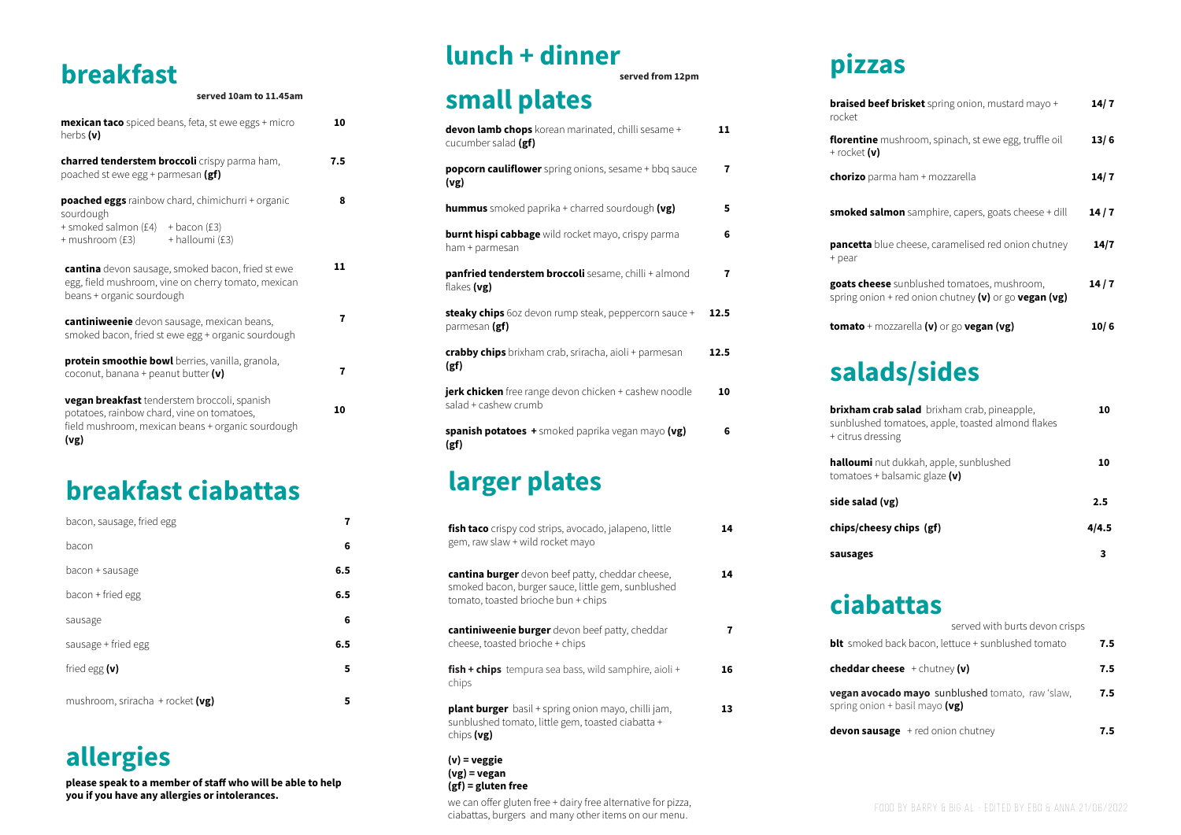# breakfast

**served 10am to 11.45am**

| Item | Price |
|---|---|
| **mexican taco** spiced beans, feta, st ewe eggs + micro herbs **(v)** | **10** |
| **charred tenderstem broccoli** crispy parma ham, poached st ewe egg + parmesan **(gf)** | **7.5** |
| **poached eggs** rainbow chard, chimichurri + organic sourdough<br>+ smoked salmon (£4) + bacon (£3)<br>+ mushroom (£3) + halloumi (£3) | **8** |
| **cantina** devon sausage, smoked bacon, fried st ewe egg, field mushroom, vine on cherry tomato, mexican beans + organic sourdough | **11** |
| **cantiniweenie** devon sausage, mexican beans, smoked bacon, fried st ewe egg + organic sourdough | **7** |
| **protein smoothie bowl** berries, vanilla, granola, coconut, banana + peanut butter **(v)** | **7** |
| **vegan breakfast** tenderstem broccoli, spanish potatoes, rainbow chard, vine on tomatoes, field mushroom, mexican beans + organic sourdough **(vg)** | **10** |

# breakfast ciabattas

| Item | Price |
|---|---|
| bacon, sausage, fried egg | **7** |
| bacon | **6** |
| bacon + sausage | **6.5** |
| bacon + fried egg | **6.5** |
| sausage | **6** |
| sausage + fried egg | **6.5** |
| fried egg **(v)** | **5** |
| mushroom, sriracha + rocket **(vg)** | **5** |

# allergies

**please speak to a member of staff who will be able to help you if you have any allergies or intolerances.**

# lunch + dinner

**served from 12pm**

## small plates

| Item | Price |
|---|---|
| **devon lamb chops** korean marinated, chilli sesame + cucumber salad **(gf)** | **11** |
| **popcorn cauliflower** spring onions, sesame + bbq sauce **(vg)** | **7** |
| **hummus** smoked paprika + charred sourdough **(vg)** | **5** |
| **burnt hispi cabbage** wild rocket mayo, crispy parma ham + parmesan | **6** |
| **panfried tenderstem broccoli** sesame, chilli + almond flakes **(vg)** | **7** |
| **steaky chips** 6oz devon rump steak, peppercorn sauce + parmesan **(gf)** | **12.5** |
| **crabby chips** brixham crab, sriracha, aioli + parmesan **(gf)** | **12.5** |
| **jerk chicken** free range devon chicken + cashew noodle salad + cashew crumb | **10** |
| **spanish potatoes +** smoked paprika vegan mayo **(vg) (gf)** | **6** |

## larger plates

| Item | Price |
|---|---|
| **fish taco** crispy cod strips, avocado, jalapeno, little gem, raw slaw + wild rocket mayo | **14** |
| **cantina burger** devon beef patty, cheddar cheese, smoked bacon, burger sauce, little gem, sunblushed tomato, toasted brioche bun + chips | **14** |
| **cantiniweenie burger** devon beef patty, cheddar cheese, toasted brioche + chips | **7** |
| **fish + chips** tempura sea bass, wild samphire, aioli + chips | **16** |
| **plant burger** basil + spring onion mayo, chilli jam, sunblushed tomato, little gem, toasted ciabatta + chips **(vg)** | **13** |

**(v) = veggie**
**(vg) = vegan**
**(gf) = gluten free**

we can offer gluten free + dairy free alternative for pizza, ciabattas, burgers and many other items on our menu.

# pizzas

| Item | Price |
|---|---|
| **braised beef brisket** spring onion, mustard mayo + rocket | **14/ 7** |
| **florentine** mushroom, spinach, st ewe egg, truffle oil + rocket **(v)** | **13/ 6** |
| **chorizo** parma ham + mozzarella | **14/ 7** |
| **smoked salmon** samphire, capers, goats cheese + dill | **14 / 7** |
| **pancetta** blue cheese, caramelised red onion chutney + pear | **14/7** |
| **goats cheese** sunblushed tomatoes, mushroom, spring onion + red onion chutney **(v)** or go **vegan (vg)** | **14 / 7** |
| **tomato** + mozzarella **(v)** or go **vegan (vg)** | **10/ 6** |

# salads/sides

| Item | Price |
|---|---|
| **brixham crab salad** brixham crab, pineapple, sunblushed tomatoes, apple, toasted almond flakes + citrus dressing | **10** |
| **halloumi** nut dukkah, apple, sunblushed tomatoes + balsamic glaze **(v)** | **10** |
| **side salad (vg)** | **2.5** |
| **chips/cheesy chips (gf)** | **4/4.5** |
| **sausages** | **3** |

# ciabattas

served with burts devon crisps

| Item | Price |
|---|---|
| **blt** smoked back bacon, lettuce + sunblushed tomato | **7.5** |
| **cheddar cheese** + chutney **(v)** | **7.5** |
| **vegan avocado mayo** sunblushed tomato, raw 'slaw, spring onion + basil mayo **(vg)** | **7.5** |
| **devon sausage** + red onion chutney | **7.5** |

FOOD BY BARRY & BIG AL - EDITED BY EBO & ANNA 21/06/2022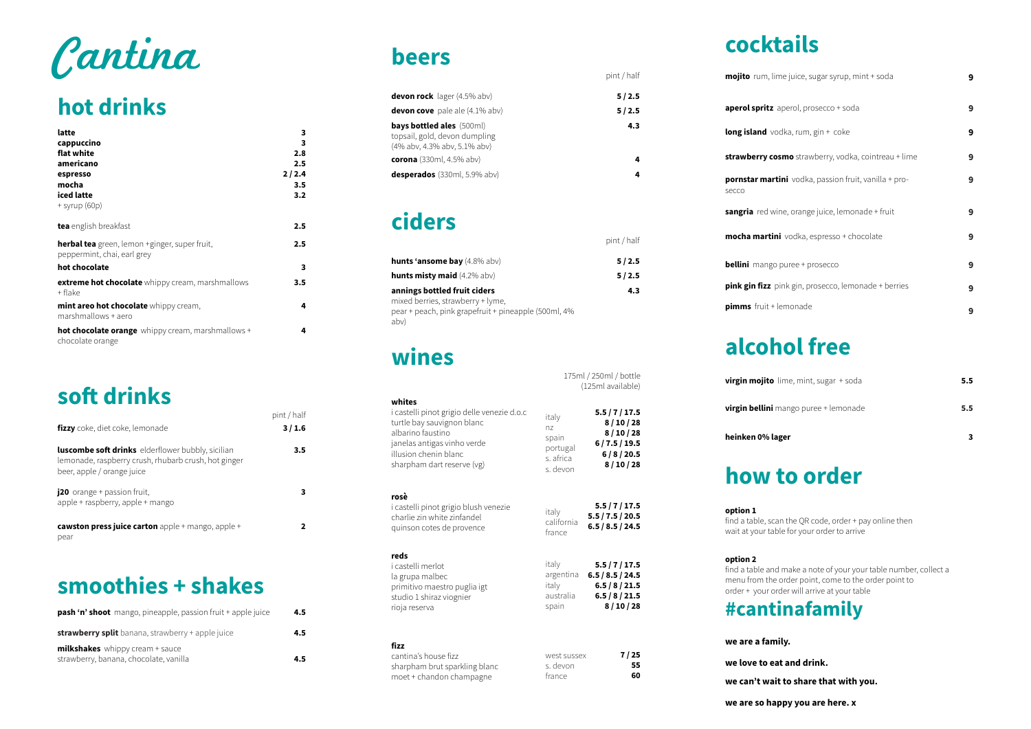# Cantina

## hot drinks

| | |
|---|---|
| **latte** | **3** |
| **cappuccino** | **3** |
| **flat white** | **2.8** |
| **americano** | **2.5** |
| **espresso** | **2 / 2.4** |
| **mocha** | **3.5** |
| **iced latte** | **3.2** |
| + syrup (60p) | |
| **tea** english breakfast | **2.5** |
| **herbal tea** green, lemon +ginger, super fruit, peppermint, chai, earl grey | **2.5** |
| **hot chocolate** | **3** |
| **extreme hot chocolate** whippy cream, marshmallows + flake | **3.5** |
| **mint areo hot chocolate** whippy cream, marshmallows + aero | **4** |
| **hot chocolate orange** whippy cream, marshmallows + chocolate orange | **4** |

## soft drinks

| | pint / half |
|---|---|
| **fizzy** coke, diet coke, lemonade | **3 / 1.6** |
| **luscombe soft drinks** elderflower bubbly, sicilian lemonade, raspberry crush, rhubarb crush, hot ginger beer, apple / orange juice | **3.5** |
| **j20** orange + passion fruit, apple + raspberry, apple + mango | **3** |
| **cawston press juice carton** apple + mango, apple + pear | **2** |

## smoothies + shakes

| | |
|---|---|
| **pash 'n' shoot** mango, pineapple, passion fruit + apple juice | **4.5** |
| **strawberry split** banana, strawberry + apple juice | **4.5** |
| **milkshakes** whippy cream + sauce strawberry, banana, chocolate, vanilla | **4.5** |

## beers

| | pint / half |
|---|---|
| **devon rock** lager (4.5% abv) | **5 / 2.5** |
| **devon cove** pale ale (4.1% abv) | **5 / 2.5** |
| **bays bottled ales** (500ml) topsail, gold, devon dumpling (4% abv, 4.3% abv, 5.1% abv) | **4.3** |
| **corona** (330ml, 4.5% abv) | **4** |
| **desperados** (330ml, 5.9% abv) | **4** |

## ciders

| | pint / half |
|---|---|
| **hunts 'ansome bay** (4.8% abv) | **5 / 2.5** |
| **hunts misty maid** (4.2% abv) | **5 / 2.5** |
| **annings bottled fruit ciders** mixed berries, strawberry + lyme, pear + peach, pink grapefruit + pineapple (500ml, 4% abv) | **4.3** |

## wines

175ml / 250ml / bottle (125ml available)

| | | |
|---|---|---|
| **whites** | | |
| i castelli pinot grigio delle venezie d.o.c | italy | **5.5 / 7 / 17.5** |
| turtle bay sauvignon blanc | nz | **8 / 10 / 28** |
| albarino faustino | spain | **8 / 10 / 28** |
| janelas antigas vinho verde | portugal | **6 / 7.5 / 19.5** |
| illusion chenin blanc | s. africa | **6 / 8 / 20.5** |
| sharpham dart reserve (vg) | s. devon | **8 / 10 / 28** |
| **rosè** | | |
| i castelli pinot grigio blush venezie | italy | **5.5 / 7 / 17.5** |
| charlie zin white zinfandel | california | **5.5 / 7.5 / 20.5** |
| quinson cotes de provence | france | **6.5 / 8.5 / 24.5** |
| **reds** | | |
| i castelli merlot | italy | **5.5 / 7 / 17.5** |
| la grupa malbec | argentina | **6.5 / 8.5 / 24.5** |
| primitivo maestro puglia igt | italy | **6.5 / 8 / 21.5** |
| studio 1 shiraz viognier | australia | **6.5 / 8 / 21.5** |
| rioja reserva | spain | **8 / 10 / 28** |
| **fizz** | | |
| cantina's house fizz | west sussex | **7 / 25** |
| sharpham brut sparkling blanc | s. devon | **55** |
| moet + chandon champagne | france | **60** |

## cocktails

| | |
|---|---|
| **mojito** rum, lime juice, sugar syrup, mint + soda | **9** |
| **aperol spritz** aperol, prosecco + soda | **9** |
| **long island** vodka, rum, gin + coke | **9** |
| **strawberry cosmo** strawberry, vodka, cointreau + lime | **9** |
| **pornstar martini** vodka, passion fruit, vanilla + prosecco | **9** |
| **sangria** red wine, orange juice, lemonade + fruit | **9** |
| **mocha martini** vodka, espresso + chocolate | **9** |
| **bellini** mango puree + prosecco | **9** |
| **pink gin fizz** pink gin, prosecco, lemonade + berries | **9** |
| **pimms** fruit + lemonade | **9** |

## alcohol free

| | |
|---|---|
| **virgin mojito** lime, mint, sugar + soda | **5.5** |
| **virgin bellini** mango puree + lemonade | **5.5** |
| **heineken 0% lager** | **3** |

## how to order

**option 1**
find a table, scan the QR code, order + pay online then wait at your table for your order to arrive

**option 2**
find a table and make a note of your your table number, collect a menu from the order point, come to the order point to order + your order will arrive at your table

## #cantinafamily

**we are a family.**

**we love to eat and drink.**

**we can't wait to share that with you.**

**we are so happy you are here. x**